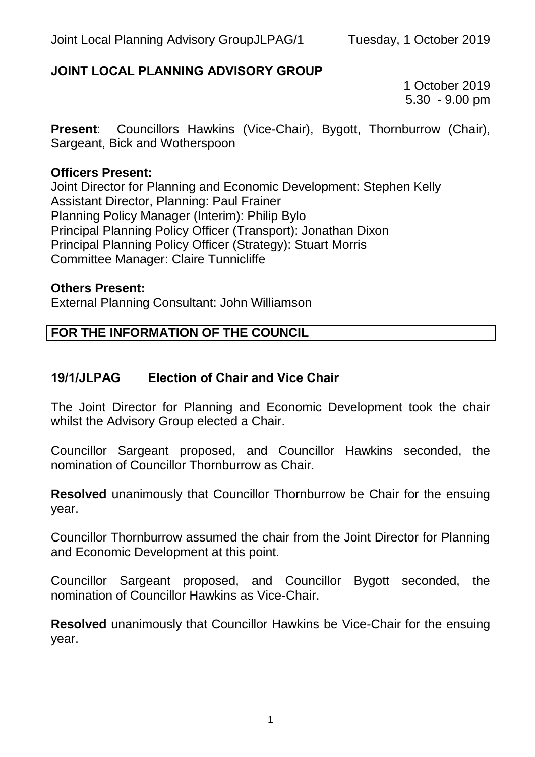# JOINT LOCAL PLANNING ADVISORY GROUP

1 October 2019
5.30 - 9.00 pm

**Present**: Councillors Hawkins (Vice-Chair), Bygott, Thornburrow (Chair), Sargeant, Bick and Wotherspoon

**Officers Present:**
Joint Director for Planning and Economic Development: Stephen Kelly
Assistant Director, Planning: Paul Frainer
Planning Policy Manager (Interim): Philip Bylo
Principal Planning Policy Officer (Transport): Jonathan Dixon
Principal Planning Policy Officer (Strategy): Stuart Morris
Committee Manager: Claire Tunnicliffe

**Others Present:**
External Planning Consultant: John Williamson

**FOR THE INFORMATION OF THE COUNCIL**

## 19/1/JLPAG Election of Chair and Vice Chair

The Joint Director for Planning and Economic Development took the chair whilst the Advisory Group elected a Chair.

Councillor Sargeant proposed, and Councillor Hawkins seconded, the nomination of Councillor Thornburrow as Chair.

**Resolved** unanimously that Councillor Thornburrow be Chair for the ensuing year.

Councillor Thornburrow assumed the chair from the Joint Director for Planning and Economic Development at this point.

Councillor Sargeant proposed, and Councillor Bygott seconded, the nomination of Councillor Hawkins as Vice-Chair.

**Resolved** unanimously that Councillor Hawkins be Vice-Chair for the ensuing year.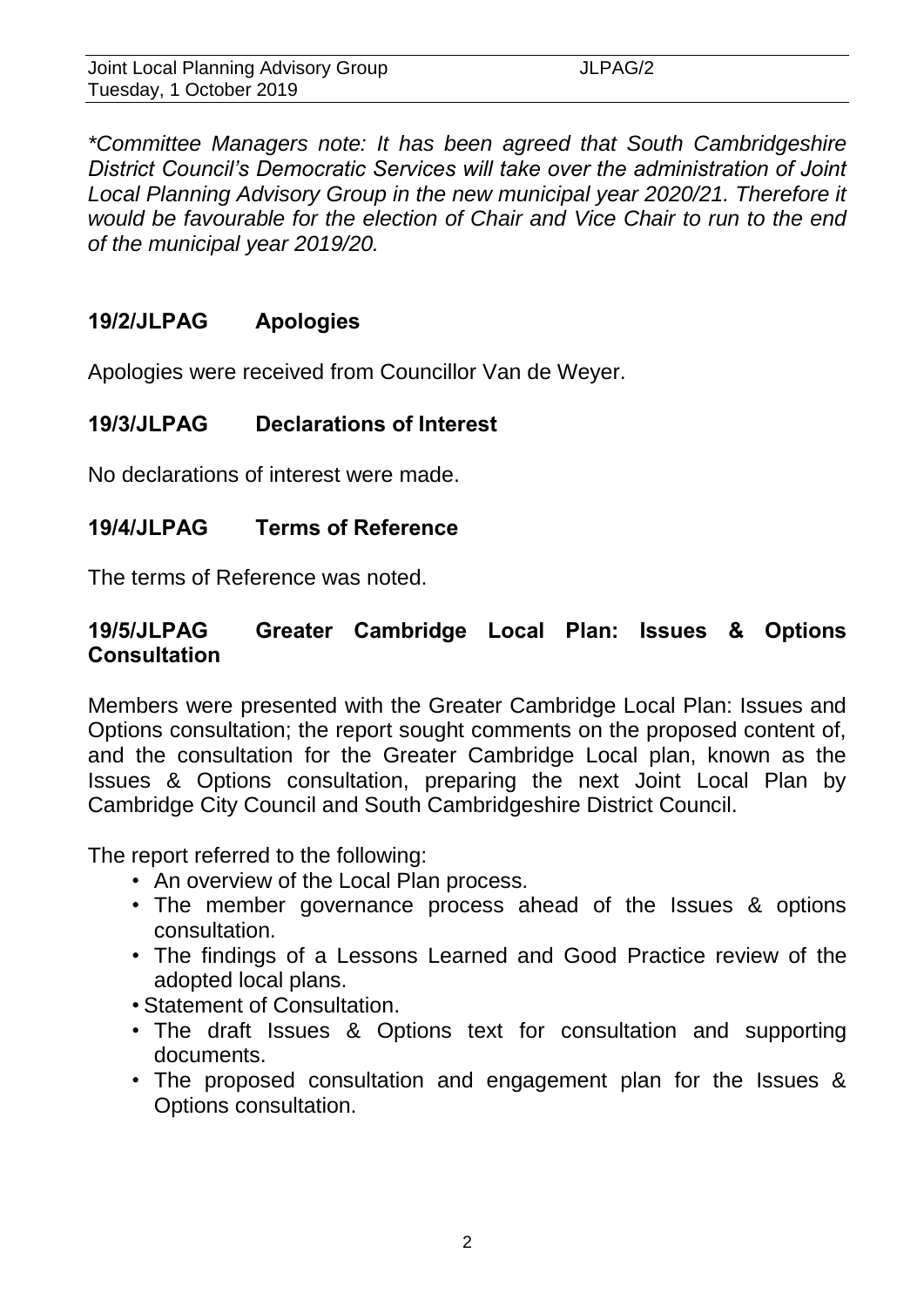*\*Committee Managers note: It has been agreed that South Cambridgeshire District Council's Democratic Services will take over the administration of Joint Local Planning Advisory Group in the new municipal year 2020/21. Therefore it would be favourable for the election of Chair and Vice Chair to run to the end of the municipal year 2019/20.*

## 19/2/JLPAG Apologies

Apologies were received from Councillor Van de Weyer.

## 19/3/JLPAG Declarations of Interest

No declarations of interest were made.

## 19/4/JLPAG Terms of Reference

The terms of Reference was noted.

## 19/5/JLPAG Greater Cambridge Local Plan: Issues & Options Consultation

Members were presented with the Greater Cambridge Local Plan: Issues and Options consultation; the report sought comments on the proposed content of, and the consultation for the Greater Cambridge Local plan, known as the Issues & Options consultation, preparing the next Joint Local Plan by Cambridge City Council and South Cambridgeshire District Council.

The report referred to the following:

- An overview of the Local Plan process.
- The member governance process ahead of the Issues & options consultation.
- The findings of a Lessons Learned and Good Practice review of the adopted local plans.
- Statement of Consultation.
- The draft Issues & Options text for consultation and supporting documents.
- The proposed consultation and engagement plan for the Issues & Options consultation.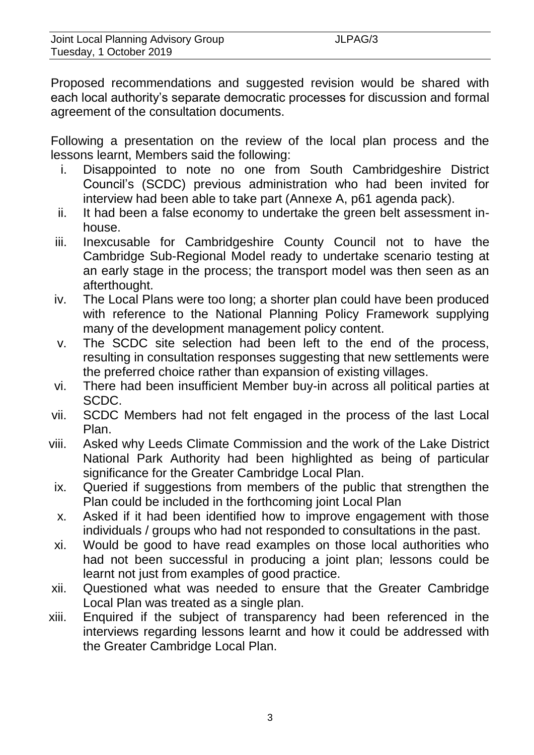Proposed recommendations and suggested revision would be shared with each local authority's separate democratic processes for discussion and formal agreement of the consultation documents.

Following a presentation on the review of the local plan process and the lessons learnt, Members said the following:

i. Disappointed to note no one from South Cambridgeshire District Council's (SCDC) previous administration who had been invited for interview had been able to take part (Annexe A, p61 agenda pack).
ii. It had been a false economy to undertake the green belt assessment in-house.
iii. Inexcusable for Cambridgeshire County Council not to have the Cambridge Sub-Regional Model ready to undertake scenario testing at an early stage in the process; the transport model was then seen as an afterthought.
iv. The Local Plans were too long; a shorter plan could have been produced with reference to the National Planning Policy Framework supplying many of the development management policy content.
v. The SCDC site selection had been left to the end of the process, resulting in consultation responses suggesting that new settlements were the preferred choice rather than expansion of existing villages.
vi. There had been insufficient Member buy-in across all political parties at SCDC.
vii. SCDC Members had not felt engaged in the process of the last Local Plan.
viii. Asked why Leeds Climate Commission and the work of the Lake District National Park Authority had been highlighted as being of particular significance for the Greater Cambridge Local Plan.
ix. Queried if suggestions from members of the public that strengthen the Plan could be included in the forthcoming joint Local Plan
x. Asked if it had been identified how to improve engagement with those individuals / groups who had not responded to consultations in the past.
xi. Would be good to have read examples on those local authorities who had not been successful in producing a joint plan; lessons could be learnt not just from examples of good practice.
xii. Questioned what was needed to ensure that the Greater Cambridge Local Plan was treated as a single plan.
xiii. Enquired if the subject of transparency had been referenced in the interviews regarding lessons learnt and how it could be addressed with the Greater Cambridge Local Plan.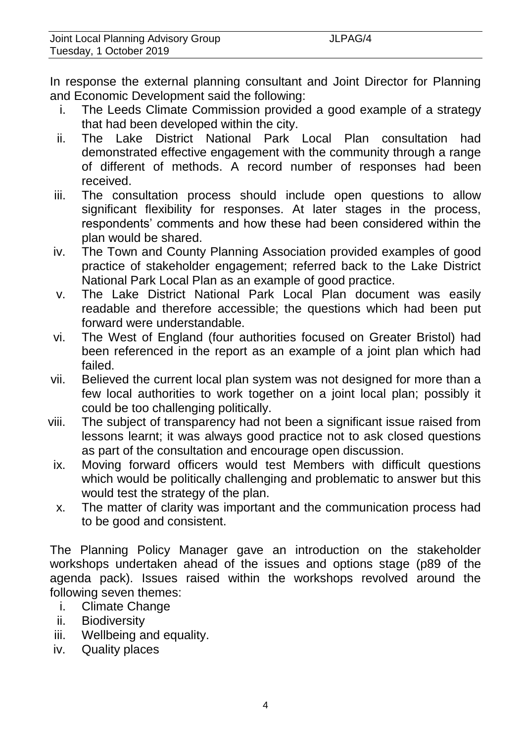In response the external planning consultant and Joint Director for Planning and Economic Development said the following:

i. The Leeds Climate Commission provided a good example of a strategy that had been developed within the city.
ii. The Lake District National Park Local Plan consultation had demonstrated effective engagement with the community through a range of different of methods. A record number of responses had been received.
iii. The consultation process should include open questions to allow significant flexibility for responses. At later stages in the process, respondents' comments and how these had been considered within the plan would be shared.
iv. The Town and County Planning Association provided examples of good practice of stakeholder engagement; referred back to the Lake District National Park Local Plan as an example of good practice.
v. The Lake District National Park Local Plan document was easily readable and therefore accessible; the questions which had been put forward were understandable.
vi. The West of England (four authorities focused on Greater Bristol) had been referenced in the report as an example of a joint plan which had failed.
vii. Believed the current local plan system was not designed for more than a few local authorities to work together on a joint local plan; possibly it could be too challenging politically.
viii. The subject of transparency had not been a significant issue raised from lessons learnt; it was always good practice not to ask closed questions as part of the consultation and encourage open discussion.
ix. Moving forward officers would test Members with difficult questions which would be politically challenging and problematic to answer but this would test the strategy of the plan.
x. The matter of clarity was important and the communication process had to be good and consistent.

The Planning Policy Manager gave an introduction on the stakeholder workshops undertaken ahead of the issues and options stage (p89 of the agenda pack). Issues raised within the workshops revolved around the following seven themes:

i. Climate Change
ii. Biodiversity
iii. Wellbeing and equality.
iv. Quality places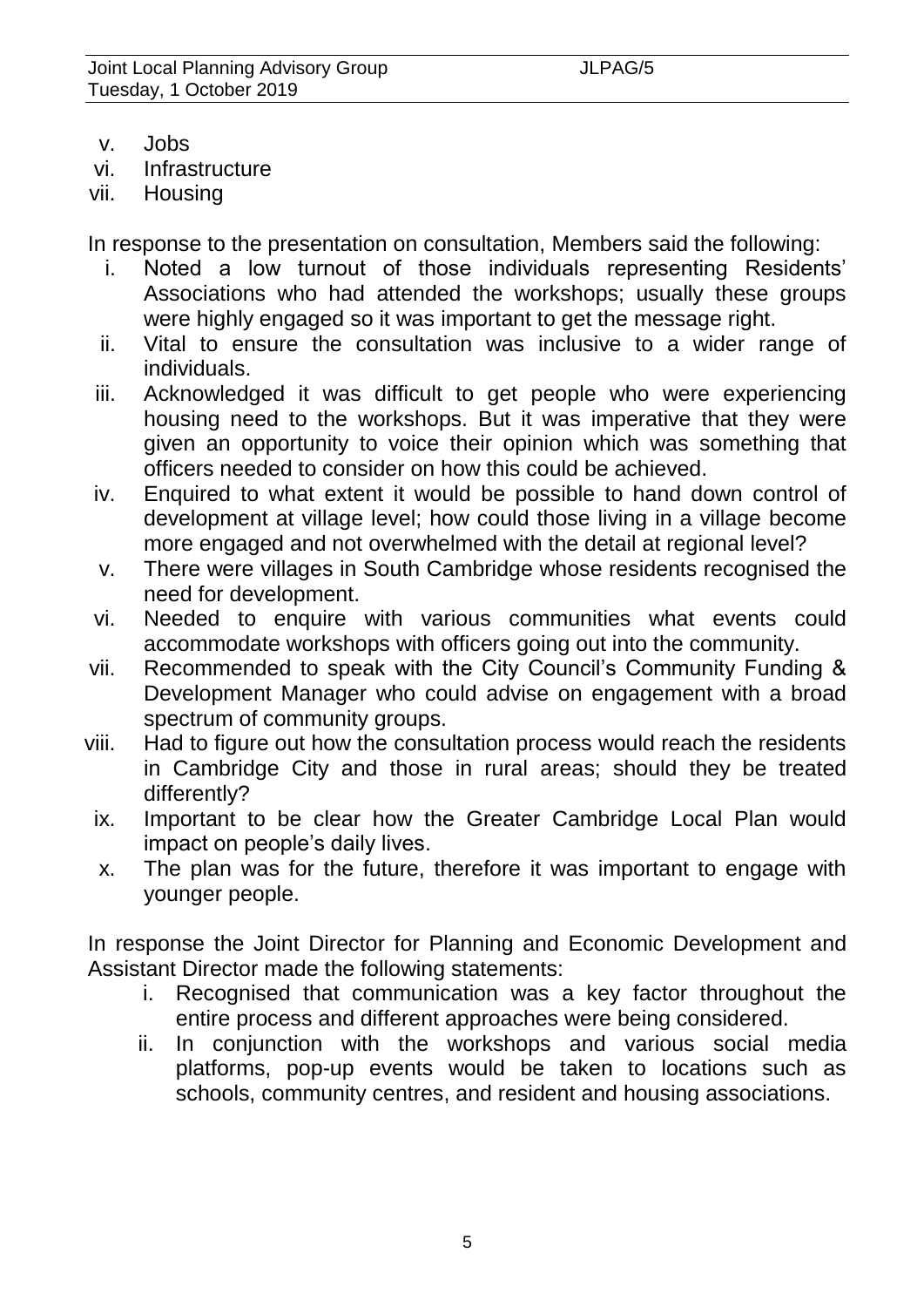v. Jobs
vi. Infrastructure
vii. Housing

In response to the presentation on consultation, Members said the following:

i. Noted a low turnout of those individuals representing Residents' Associations who had attended the workshops; usually these groups were highly engaged so it was important to get the message right.
ii. Vital to ensure the consultation was inclusive to a wider range of individuals.
iii. Acknowledged it was difficult to get people who were experiencing housing need to the workshops. But it was imperative that they were given an opportunity to voice their opinion which was something that officers needed to consider on how this could be achieved.
iv. Enquired to what extent it would be possible to hand down control of development at village level; how could those living in a village become more engaged and not overwhelmed with the detail at regional level?
v. There were villages in South Cambridge whose residents recognised the need for development.
vi. Needed to enquire with various communities what events could accommodate workshops with officers going out into the community.
vii. Recommended to speak with the City Council's Community Funding & Development Manager who could advise on engagement with a broad spectrum of community groups.
viii. Had to figure out how the consultation process would reach the residents in Cambridge City and those in rural areas; should they be treated differently?
ix. Important to be clear how the Greater Cambridge Local Plan would impact on people's daily lives.
x. The plan was for the future, therefore it was important to engage with younger people.

In response the Joint Director for Planning and Economic Development and Assistant Director made the following statements:

i. Recognised that communication was a key factor throughout the entire process and different approaches were being considered.
ii. In conjunction with the workshops and various social media platforms, pop-up events would be taken to locations such as schools, community centres, and resident and housing associations.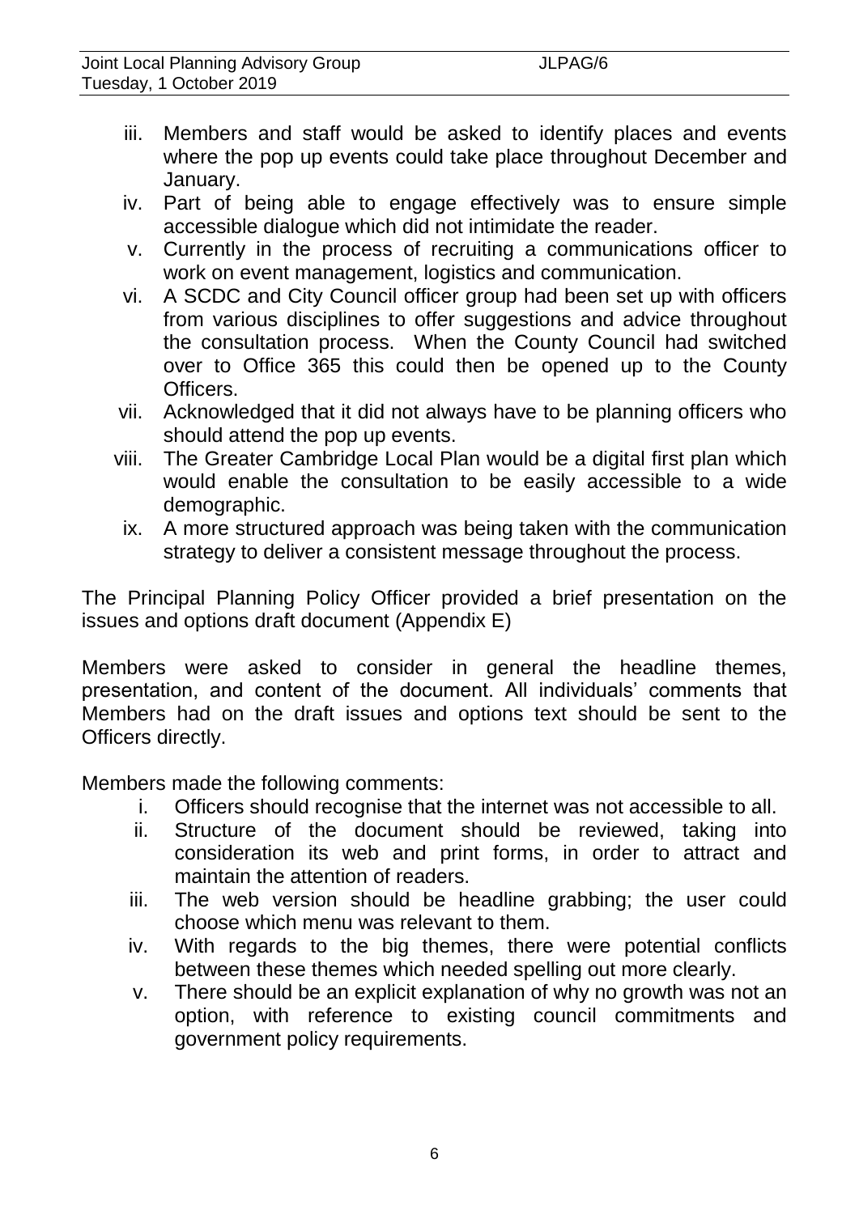iii. Members and staff would be asked to identify places and events where the pop up events could take place throughout December and January.
iv. Part of being able to engage effectively was to ensure simple accessible dialogue which did not intimidate the reader.
v. Currently in the process of recruiting a communications officer to work on event management, logistics and communication.
vi. A SCDC and City Council officer group had been set up with officers from various disciplines to offer suggestions and advice throughout the consultation process. When the County Council had switched over to Office 365 this could then be opened up to the County Officers.
vii. Acknowledged that it did not always have to be planning officers who should attend the pop up events.
viii. The Greater Cambridge Local Plan would be a digital first plan which would enable the consultation to be easily accessible to a wide demographic.
ix. A more structured approach was being taken with the communication strategy to deliver a consistent message throughout the process.

The Principal Planning Policy Officer provided a brief presentation on the issues and options draft document (Appendix E)

Members were asked to consider in general the headline themes, presentation, and content of the document. All individuals' comments that Members had on the draft issues and options text should be sent to the Officers directly.

Members made the following comments:

i. Officers should recognise that the internet was not accessible to all.
ii. Structure of the document should be reviewed, taking into consideration its web and print forms, in order to attract and maintain the attention of readers.
iii. The web version should be headline grabbing; the user could choose which menu was relevant to them.
iv. With regards to the big themes, there were potential conflicts between these themes which needed spelling out more clearly.
v. There should be an explicit explanation of why no growth was not an option, with reference to existing council commitments and government policy requirements.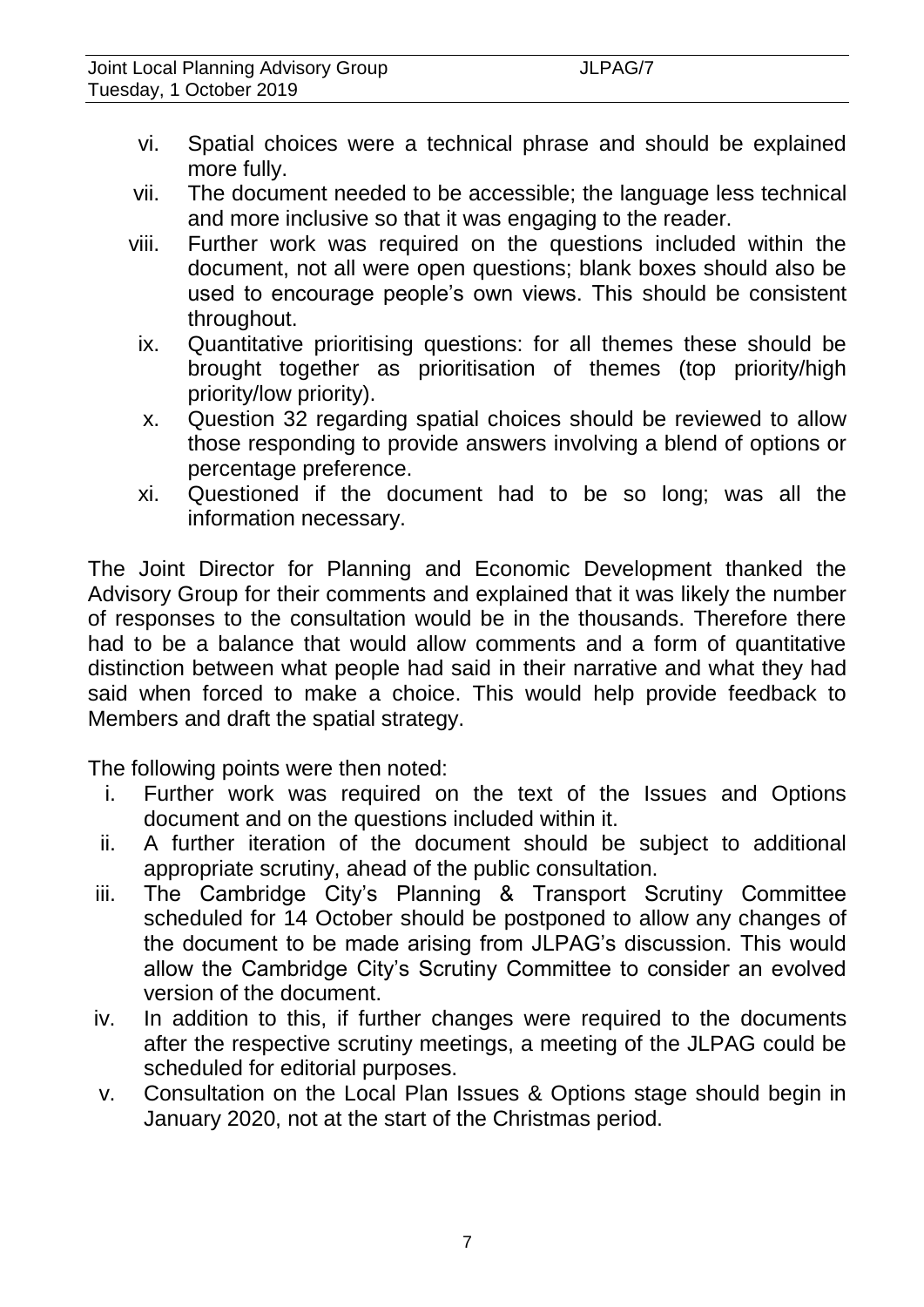vi. Spatial choices were a technical phrase and should be explained more fully.
vii. The document needed to be accessible; the language less technical and more inclusive so that it was engaging to the reader.
viii. Further work was required on the questions included within the document, not all were open questions; blank boxes should also be used to encourage people's own views. This should be consistent throughout.
ix. Quantitative prioritising questions: for all themes these should be brought together as prioritisation of themes (top priority/high priority/low priority).
x. Question 32 regarding spatial choices should be reviewed to allow those responding to provide answers involving a blend of options or percentage preference.
xi. Questioned if the document had to be so long; was all the information necessary.

The Joint Director for Planning and Economic Development thanked the Advisory Group for their comments and explained that it was likely the number of responses to the consultation would be in the thousands. Therefore there had to be a balance that would allow comments and a form of quantitative distinction between what people had said in their narrative and what they had said when forced to make a choice. This would help provide feedback to Members and draft the spatial strategy.

The following points were then noted:

i. Further work was required on the text of the Issues and Options document and on the questions included within it.
ii. A further iteration of the document should be subject to additional appropriate scrutiny, ahead of the public consultation.
iii. The Cambridge City's Planning & Transport Scrutiny Committee scheduled for 14 October should be postponed to allow any changes of the document to be made arising from JLPAG's discussion. This would allow the Cambridge City's Scrutiny Committee to consider an evolved version of the document.
iv. In addition to this, if further changes were required to the documents after the respective scrutiny meetings, a meeting of the JLPAG could be scheduled for editorial purposes.
v. Consultation on the Local Plan Issues & Options stage should begin in January 2020, not at the start of the Christmas period.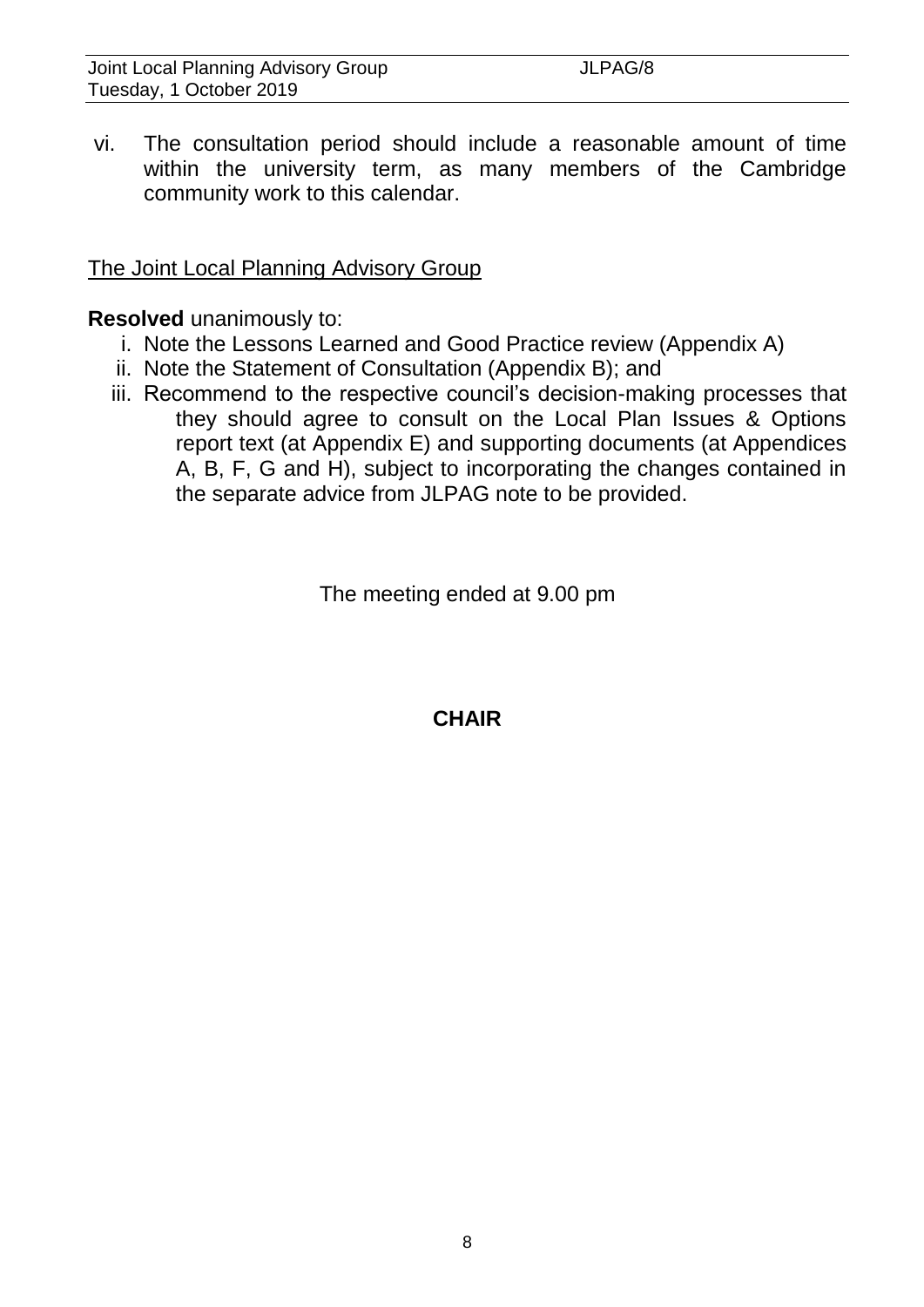vi. The consultation period should include a reasonable amount of time within the university term, as many members of the Cambridge community work to this calendar.

The Joint Local Planning Advisory Group

**Resolved** unanimously to:

i. Note the Lessons Learned and Good Practice review (Appendix A)
ii. Note the Statement of Consultation (Appendix B); and
iii. Recommend to the respective council's decision-making processes that they should agree to consult on the Local Plan Issues & Options report text (at Appendix E) and supporting documents (at Appendices A, B, F, G and H), subject to incorporating the changes contained in the separate advice from JLPAG note to be provided.

The meeting ended at 9.00 pm

**CHAIR**